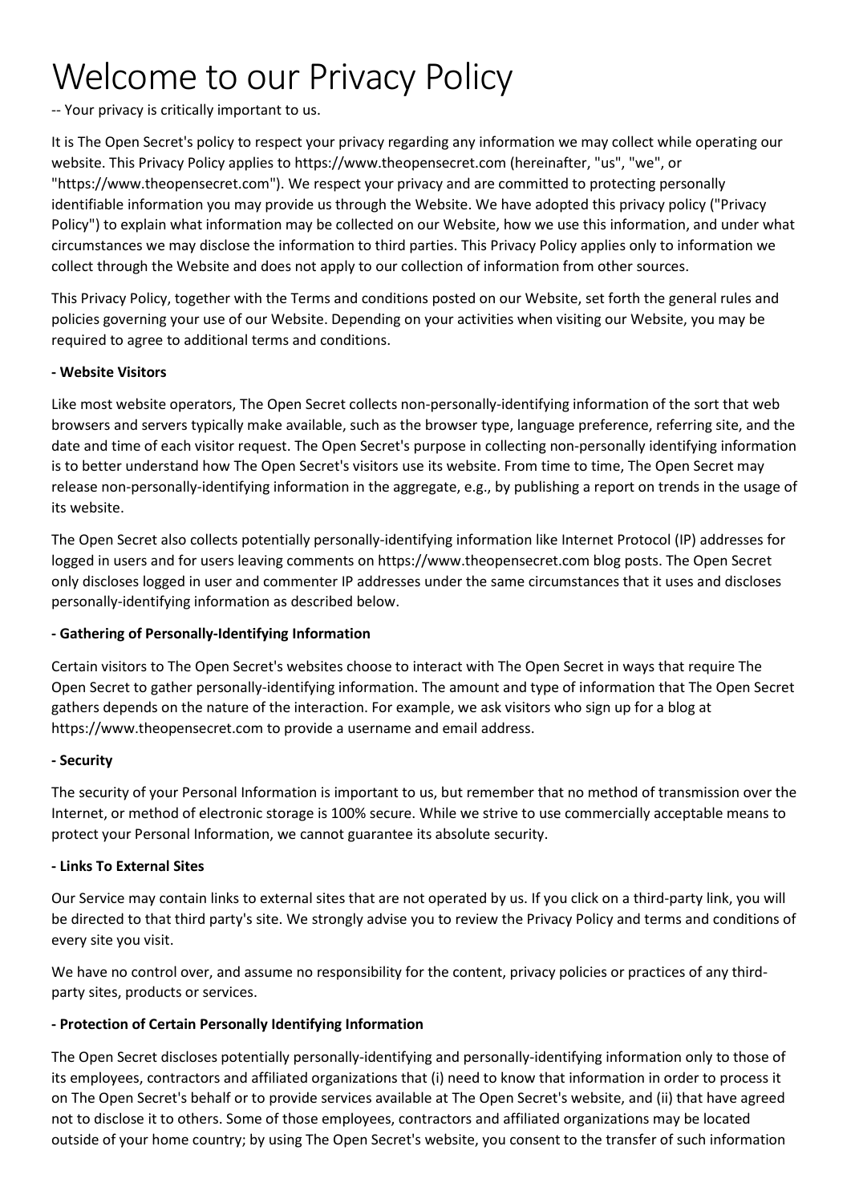# Welcome to our Privacy Policy

-- Your privacy is critically important to us.

It is The Open Secret's policy to respect your privacy regarding any information we may collect while operating our website. This Privacy Policy applies to https://www.theopensecret.com (hereinafter, "us", "we", or "https://www.theopensecret.com"). We respect your privacy and are committed to protecting personally identifiable information you may provide us through the Website. We have adopted this privacy policy ("Privacy Policy") to explain what information may be collected on our Website, how we use this information, and under what circumstances we may disclose the information to third parties. This Privacy Policy applies only to information we collect through the Website and does not apply to our collection of information from other sources.

This Privacy Policy, together with the Terms and conditions posted on our Website, set forth the general rules and policies governing your use of our Website. Depending on your activities when visiting our Website, you may be required to agree to additional terms and conditions.

**- Website Visitors**

Like most website operators, The Open Secret collects non-personally-identifying information of the sort that web browsers and servers typically make available, such as the browser type, language preference, referring site, and the date and time of each visitor request. The Open Secret's purpose in collecting non-personally identifying information is to better understand how The Open Secret's visitors use its website. From time to time, The Open Secret may release non-personally-identifying information in the aggregate, e.g., by publishing a report on trends in the usage of its website.

The Open Secret also collects potentially personally-identifying information like Internet Protocol (IP) addresses for logged in users and for users leaving comments on https://www.theopensecret.com blog posts. The Open Secret only discloses logged in user and commenter IP addresses under the same circumstances that it uses and discloses personally-identifying information as described below.

**- Gathering of Personally-Identifying Information**

Certain visitors to The Open Secret's websites choose to interact with The Open Secret in ways that require The Open Secret to gather personally-identifying information. The amount and type of information that The Open Secret gathers depends on the nature of the interaction. For example, we ask visitors who sign up for a blog at https://www.theopensecret.com to provide a username and email address.

**- Security**

The security of your Personal Information is important to us, but remember that no method of transmission over the Internet, or method of electronic storage is 100% secure. While we strive to use commercially acceptable means to protect your Personal Information, we cannot guarantee its absolute security.

**- Links To External Sites**

Our Service may contain links to external sites that are not operated by us. If you click on a third-party link, you will be directed to that third party's site. We strongly advise you to review the Privacy Policy and terms and conditions of every site you visit.

We have no control over, and assume no responsibility for the content, privacy policies or practices of any third-party sites, products or services.

**- Protection of Certain Personally Identifying Information**

The Open Secret discloses potentially personally-identifying and personally-identifying information only to those of its employees, contractors and affiliated organizations that (i) need to know that information in order to process it on The Open Secret's behalf or to provide services available at The Open Secret's website, and (ii) that have agreed not to disclose it to others. Some of those employees, contractors and affiliated organizations may be located outside of your home country; by using The Open Secret's website, you consent to the transfer of such information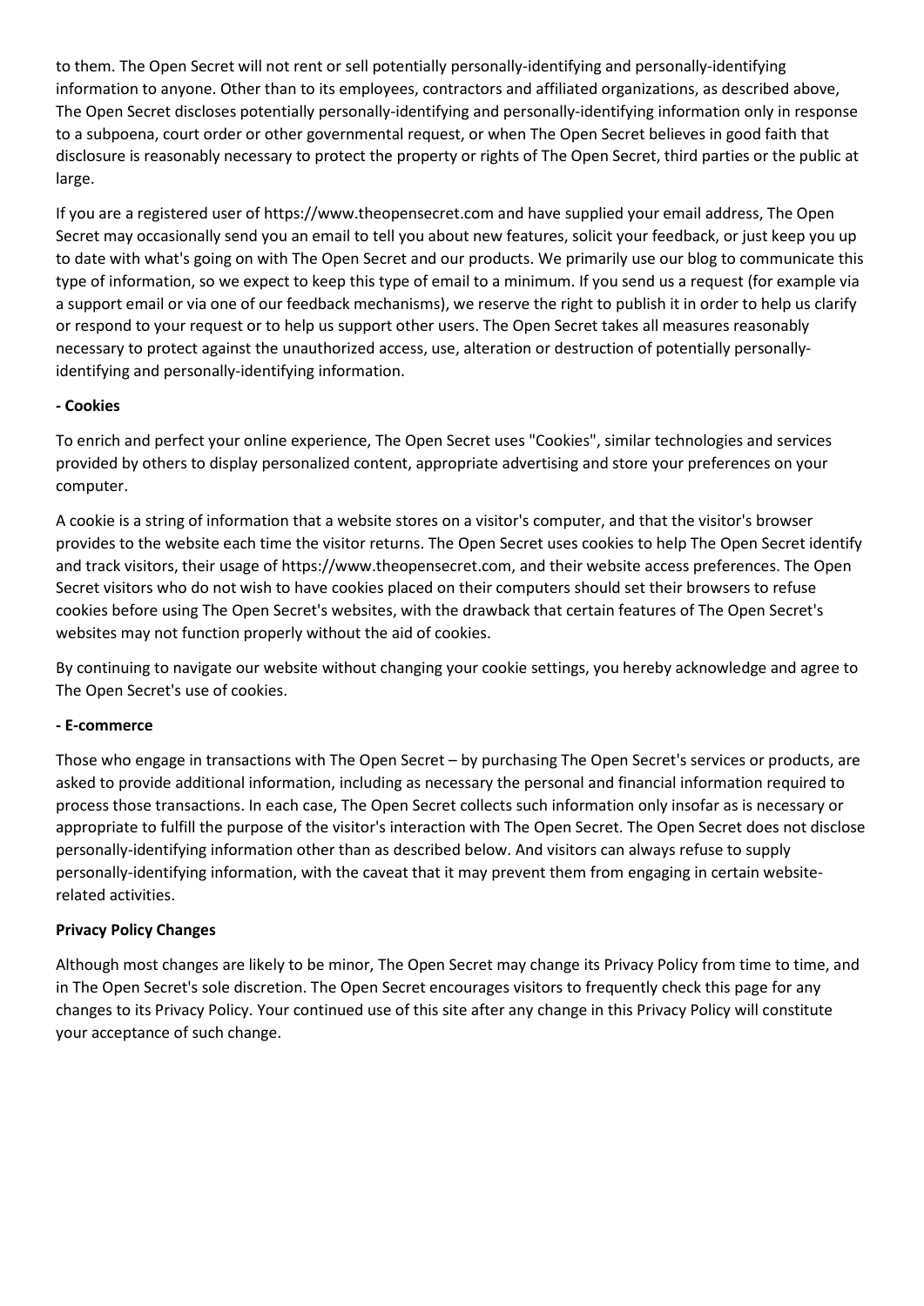to them. The Open Secret will not rent or sell potentially personally-identifying and personally-identifying information to anyone. Other than to its employees, contractors and affiliated organizations, as described above, The Open Secret discloses potentially personally-identifying and personally-identifying information only in response to a subpoena, court order or other governmental request, or when The Open Secret believes in good faith that disclosure is reasonably necessary to protect the property or rights of The Open Secret, third parties or the public at large.

If you are a registered user of https://www.theopensecret.com and have supplied your email address, The Open Secret may occasionally send you an email to tell you about new features, solicit your feedback, or just keep you up to date with what's going on with The Open Secret and our products. We primarily use our blog to communicate this type of information, so we expect to keep this type of email to a minimum. If you send us a request (for example via a support email or via one of our feedback mechanisms), we reserve the right to publish it in order to help us clarify or respond to your request or to help us support other users. The Open Secret takes all measures reasonably necessary to protect against the unauthorized access, use, alteration or destruction of potentially personally-identifying and personally-identifying information.

**- Cookies**

To enrich and perfect your online experience, The Open Secret uses "Cookies", similar technologies and services provided by others to display personalized content, appropriate advertising and store your preferences on your computer.

A cookie is a string of information that a website stores on a visitor's computer, and that the visitor's browser provides to the website each time the visitor returns. The Open Secret uses cookies to help The Open Secret identify and track visitors, their usage of https://www.theopensecret.com, and their website access preferences. The Open Secret visitors who do not wish to have cookies placed on their computers should set their browsers to refuse cookies before using The Open Secret's websites, with the drawback that certain features of The Open Secret's websites may not function properly without the aid of cookies.

By continuing to navigate our website without changing your cookie settings, you hereby acknowledge and agree to The Open Secret's use of cookies.

**- E-commerce**

Those who engage in transactions with The Open Secret – by purchasing The Open Secret's services or products, are asked to provide additional information, including as necessary the personal and financial information required to process those transactions. In each case, The Open Secret collects such information only insofar as is necessary or appropriate to fulfill the purpose of the visitor's interaction with The Open Secret. The Open Secret does not disclose personally-identifying information other than as described below. And visitors can always refuse to supply personally-identifying information, with the caveat that it may prevent them from engaging in certain website-related activities.

**Privacy Policy Changes**

Although most changes are likely to be minor, The Open Secret may change its Privacy Policy from time to time, and in The Open Secret's sole discretion. The Open Secret encourages visitors to frequently check this page for any changes to its Privacy Policy. Your continued use of this site after any change in this Privacy Policy will constitute your acceptance of such change.